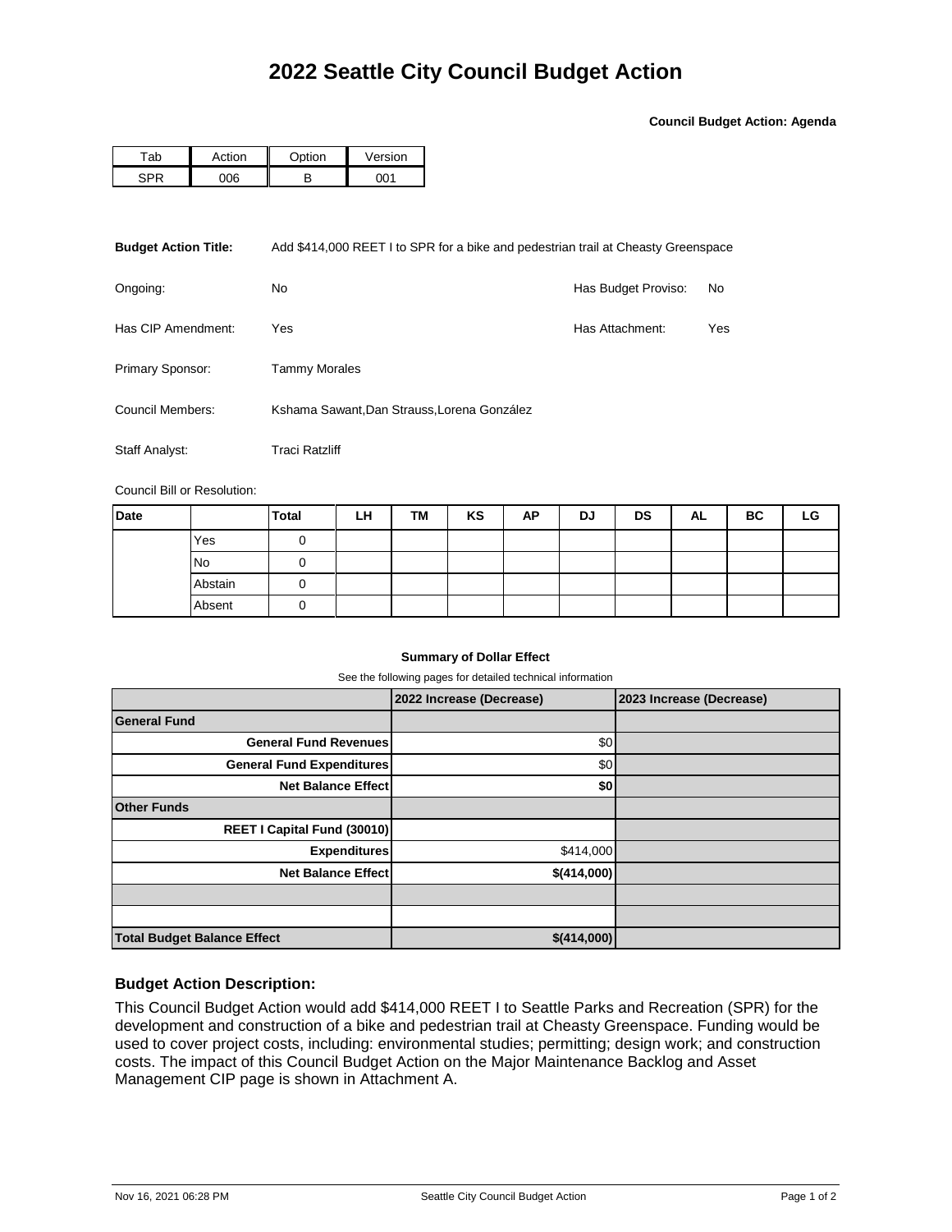# 2022 Seattle City Council Budget Action

**Council Budget Action: Agenda**

| Tab | Action | Option | Version |
|---|---|---|---|
| SPR | 006 | B | 001 |

**Budget Action Title:** Add $414,000 REET I to SPR for a bike and pedestrian trail at Cheasty Greenspace

Ongoing: No

Has Budget Proviso: No

Has CIP Amendment: Yes

Has Attachment: Yes

Primary Sponsor: Tammy Morales

Council Members: Kshama Sawant,Dan Strauss,Lorena González

Staff Analyst: Traci Ratzliff

Council Bill or Resolution:

| Date | | Total | LH | TM | KS | AP | DJ | DS | AL | BC | LG |
|---|---|---|---|---|---|---|---|---|---|---|---|
| | Yes | 0 | | | | | | | | | |
| | No | 0 | | | | | | | | | |
| | Abstain | 0 | | | | | | | | | |
| | Absent | 0 | | | | | | | | | |

**Summary of Dollar Effect**

See the following pages for detailed technical information

| | 2022 Increase (Decrease) | 2023 Increase (Decrease) |
|---|---|---|
| **General Fund** | | |
| **General Fund Revenues** | $0 | |
| **General Fund Expenditures** | $0 | |
| **Net Balance Effect** | **$0** | |
| **Other Funds** | | |
| **REET I Capital Fund (30010)** | | |
| **Expenditures** | $414,000 | |
| **Net Balance Effect** | **$(414,000)** | |
| | | |
| | | |
| **Total Budget Balance Effect** | **$(414,000)** | |

### Budget Action Description:

This Council Budget Action would add $414,000 REET I to Seattle Parks and Recreation (SPR) for the development and construction of a bike and pedestrian trail at Cheasty Greenspace. Funding would be used to cover project costs, including: environmental studies; permitting; design work; and construction costs. The impact of this Council Budget Action on the Major Maintenance Backlog and Asset Management CIP page is shown in Attachment A.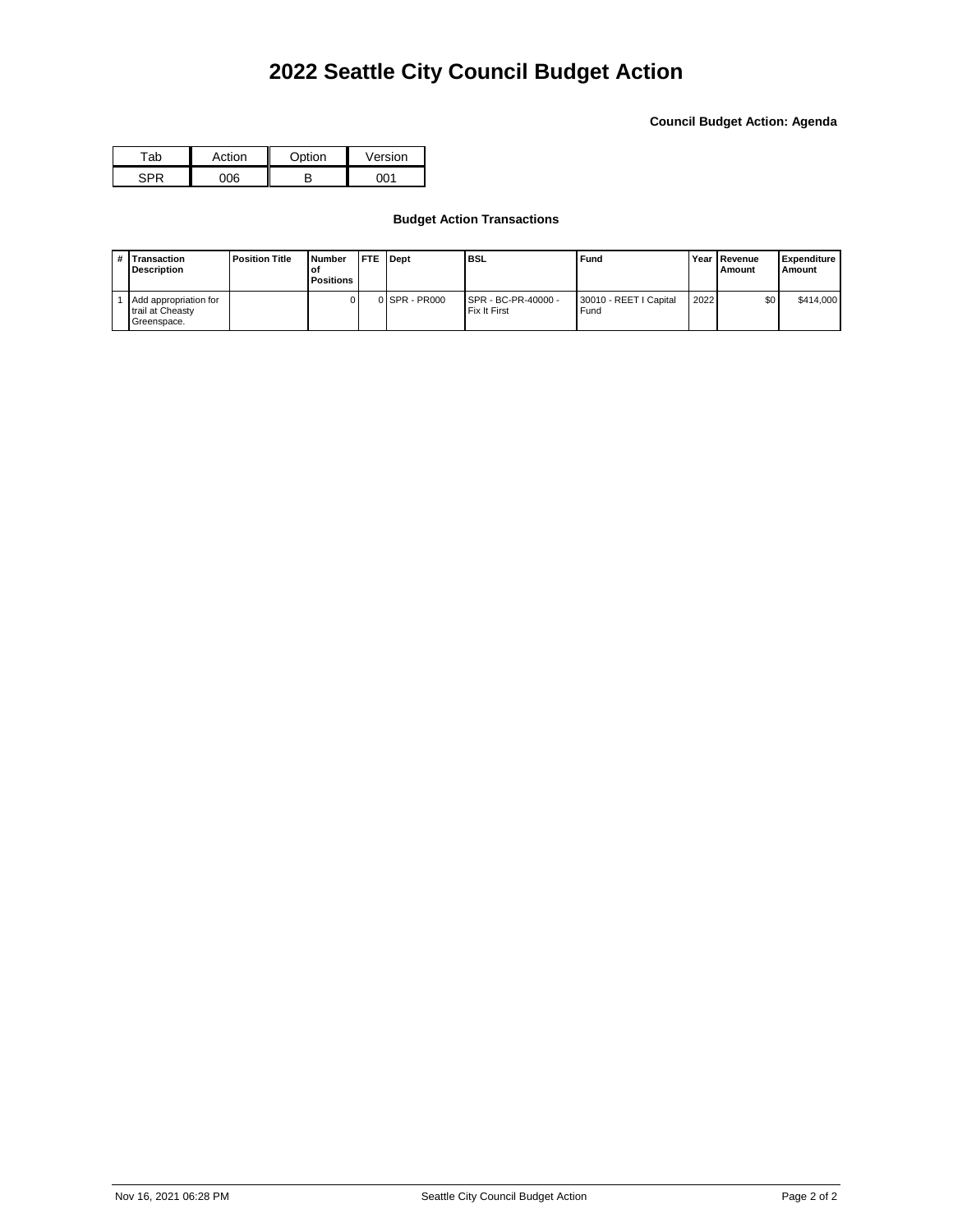# 2022 Seattle City Council Budget Action

**Council Budget Action: Agenda**

| Tab | Action | Option | Version |
|---|---|---|---|
| SPR | 006 | B | 001 |

**Budget Action Transactions**

| # | Transaction Description | Position Title | Number of Positions | FTE | Dept | BSL | Fund | Year | Revenue Amount | Expenditure Amount |
|---|---|---|---|---|---|---|---|---|---|---|
| 1 | Add appropriation for trail at Cheasty Greenspace. | | 0 | 0 | SPR - PR000 | SPR - BC-PR-40000 - Fix It First | 30010 - REET I Capital Fund | 2022 | $0 | $414,000 |